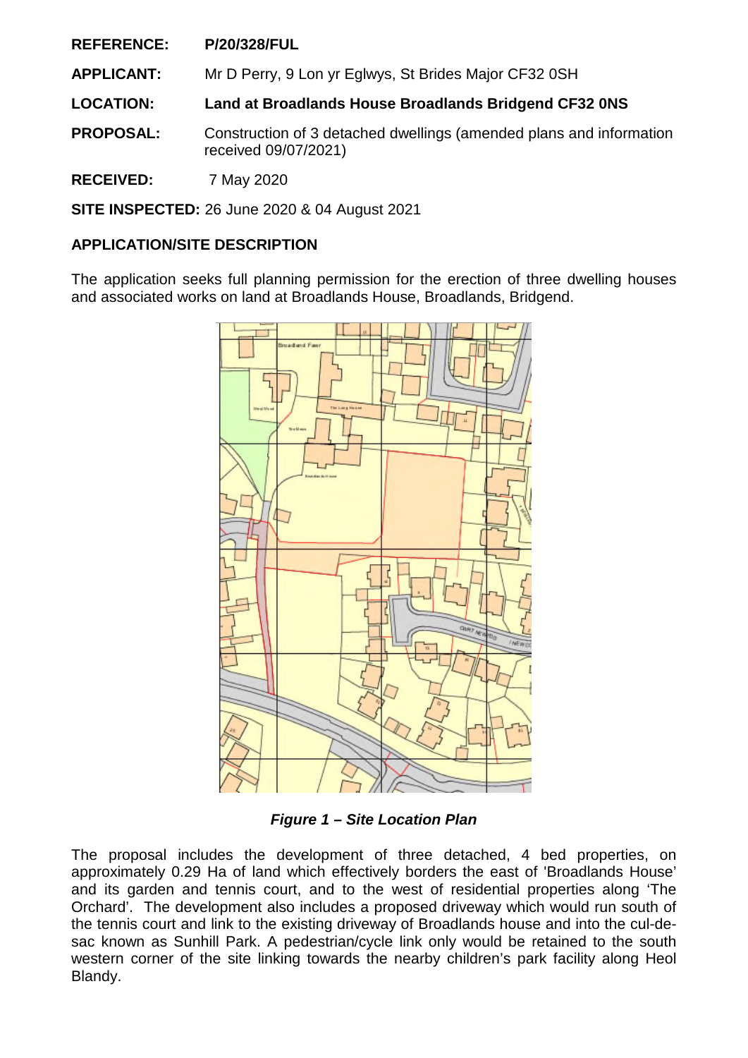**REFERENCE:** **P/20/328/FUL**

**APPLICANT:** Mr D Perry, 9 Lon yr Eglwys, St Brides Major CF32 0SH

**LOCATION:** **Land at Broadlands House Broadlands Bridgend CF32 0NS**

**PROPOSAL:** Construction of 3 detached dwellings (amended plans and information received 09/07/2021)

**RECEIVED:** 7 May 2020

**SITE INSPECTED:** 26 June 2020 & 04 August 2021

**APPLICATION/SITE DESCRIPTION**

The application seeks full planning permission for the erection of three dwelling houses and associated works on land at Broadlands House, Broadlands, Bridgend.

***Figure 1 – Site Location Plan***

The proposal includes the development of three detached, 4 bed properties, on approximately 0.29 Ha of land which effectively borders the east of 'Broadlands House' and its garden and tennis court, and to the west of residential properties along 'The Orchard'. The development also includes a proposed driveway which would run south of the tennis court and link to the existing driveway of Broadlands house and into the cul-de-sac known as Sunhill Park. A pedestrian/cycle link only would be retained to the south western corner of the site linking towards the nearby children's park facility along Heol Blandy.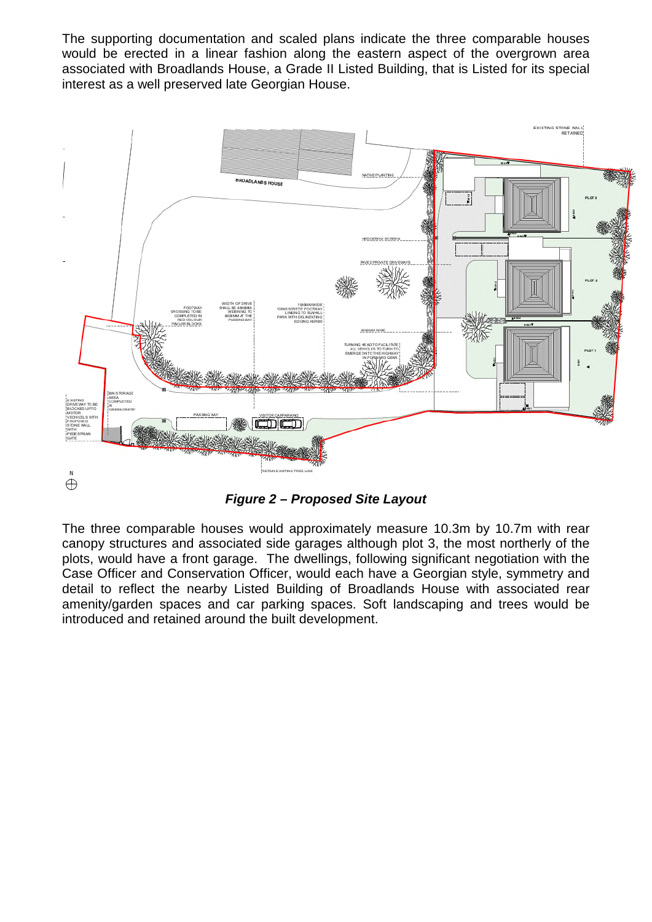The supporting documentation and scaled plans indicate the three comparable houses would be erected in a linear fashion along the eastern aspect of the overgrown area associated with Broadlands House, a Grade II Listed Building, that is Listed for its special interest as a well preserved late Georgian House.

***Figure 2 – Proposed Site Layout***

The three comparable houses would approximately measure 10.3m by 10.7m with rear canopy structures and associated side garages although plot 3, the most northerly of the plots, would have a front garage. The dwellings, following significant negotiation with the Case Officer and Conservation Officer, would each have a Georgian style, symmetry and detail to reflect the nearby Listed Building of Broadlands House with associated rear amenity/garden spaces and car parking spaces. Soft landscaping and trees would be introduced and retained around the built development.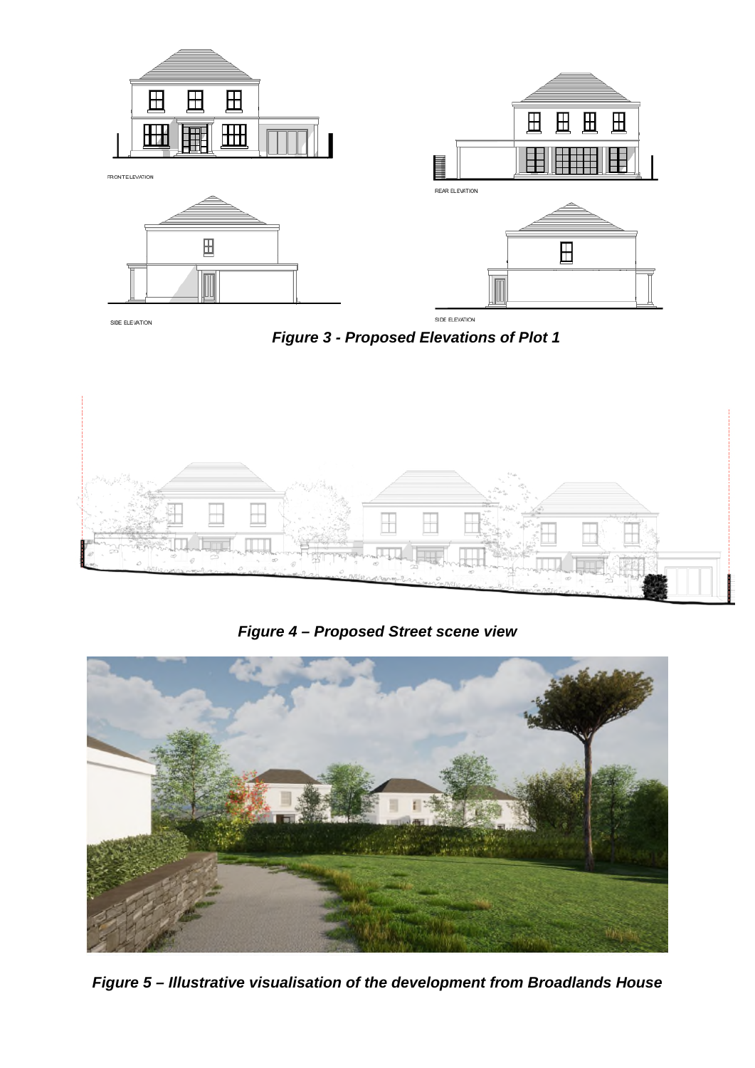FRONT ELEVATION

REAR ELEVATION

SIDE ELEVATION

SIDE ELEVATION

***Figure 3 - Proposed Elevations of Plot 1***

***Figure 4 – Proposed Street scene view***

***Figure 5 – Illustrative visualisation of the development from Broadlands House***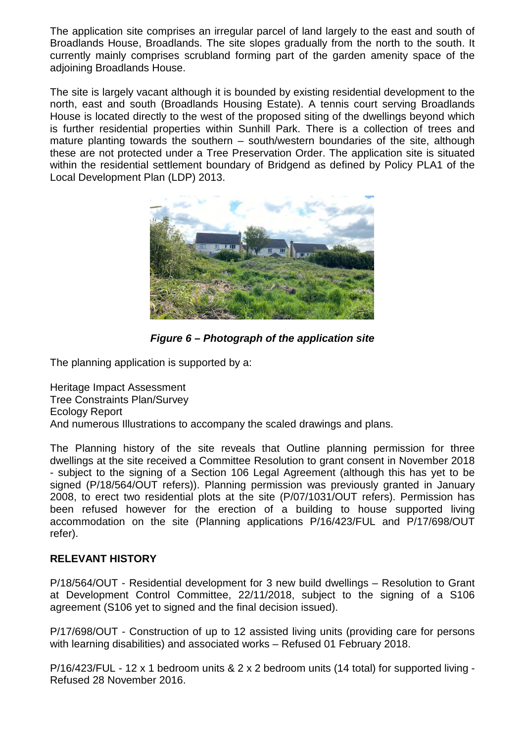The application site comprises an irregular parcel of land largely to the east and south of Broadlands House, Broadlands. The site slopes gradually from the north to the south. It currently mainly comprises scrubland forming part of the garden amenity space of the adjoining Broadlands House.

The site is largely vacant although it is bounded by existing residential development to the north, east and south (Broadlands Housing Estate). A tennis court serving Broadlands House is located directly to the west of the proposed siting of the dwellings beyond which is further residential properties within Sunhill Park. There is a collection of trees and mature planting towards the southern – south/western boundaries of the site, although these are not protected under a Tree Preservation Order. The application site is situated within the residential settlement boundary of Bridgend as defined by Policy PLA1 of the Local Development Plan (LDP) 2013.

***Figure 6 – Photograph of the application site***

The planning application is supported by a:

Heritage Impact Assessment
Tree Constraints Plan/Survey
Ecology Report
And numerous Illustrations to accompany the scaled drawings and plans.

The Planning history of the site reveals that Outline planning permission for three dwellings at the site received a Committee Resolution to grant consent in November 2018 - subject to the signing of a Section 106 Legal Agreement (although this has yet to be signed (P/18/564/OUT refers)). Planning permission was previously granted in January 2008, to erect two residential plots at the site (P/07/1031/OUT refers). Permission has been refused however for the erection of a building to house supported living accommodation on the site (Planning applications P/16/423/FUL and P/17/698/OUT refer).

**RELEVANT HISTORY**

P/18/564/OUT - Residential development for 3 new build dwellings – Resolution to Grant at Development Control Committee, 22/11/2018, subject to the signing of a S106 agreement (S106 yet to signed and the final decision issued).

P/17/698/OUT - Construction of up to 12 assisted living units (providing care for persons with learning disabilities) and associated works – Refused 01 February 2018.

P/16/423/FUL - 12 x 1 bedroom units & 2 x 2 bedroom units (14 total) for supported living - Refused 28 November 2016.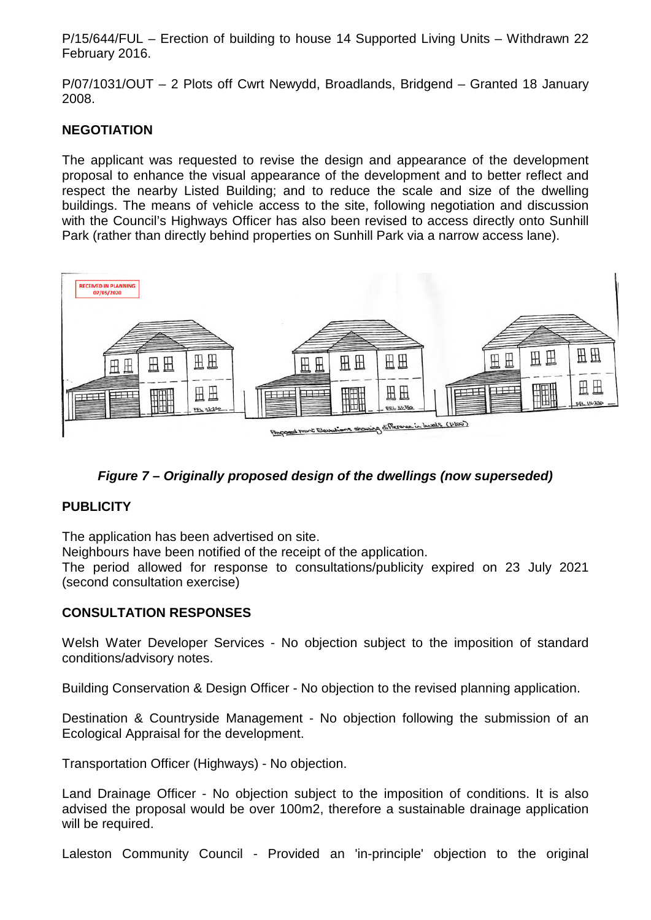P/15/644/FUL – Erection of building to house 14 Supported Living Units – Withdrawn 22 February 2016.

P/07/1031/OUT – 2 Plots off Cwrt Newydd, Broadlands, Bridgend – Granted 18 January 2008.

**NEGOTIATION**

The applicant was requested to revise the design and appearance of the development proposal to enhance the visual appearance of the development and to better reflect and respect the nearby Listed Building; and to reduce the scale and size of the dwelling buildings. The means of vehicle access to the site, following negotiation and discussion with the Council's Highways Officer has also been revised to access directly onto Sunhill Park (rather than directly behind properties on Sunhill Park via a narrow access lane).

***Figure 7 – Originally proposed design of the dwellings (now superseded)***

**PUBLICITY**

The application has been advertised on site.
Neighbours have been notified of the receipt of the application.
The period allowed for response to consultations/publicity expired on 23 July 2021 (second consultation exercise)

**CONSULTATION RESPONSES**

Welsh Water Developer Services - No objection subject to the imposition of standard conditions/advisory notes.

Building Conservation & Design Officer - No objection to the revised planning application.

Destination & Countryside Management - No objection following the submission of an Ecological Appraisal for the development.

Transportation Officer (Highways) - No objection.

Land Drainage Officer - No objection subject to the imposition of conditions. It is also advised the proposal would be over 100m2, therefore a sustainable drainage application will be required.

Laleston Community Council - Provided an 'in-principle' objection to the original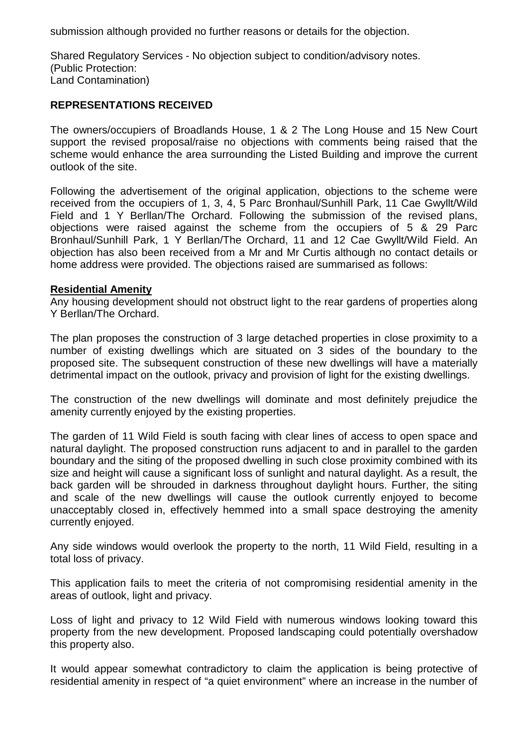submission although provided no further reasons or details for the objection.

Shared Regulatory Services - No objection subject to condition/advisory notes.
(Public Protection:
Land Contamination)

**REPRESENTATIONS RECEIVED**

The owners/occupiers of Broadlands House, 1 & 2 The Long House and 15 New Court support the revised proposal/raise no objections with comments being raised that the scheme would enhance the area surrounding the Listed Building and improve the current outlook of the site.

Following the advertisement of the original application, objections to the scheme were received from the occupiers of 1, 3, 4, 5 Parc Bronhaul/Sunhill Park, 11 Cae Gwyllt/Wild Field and 1 Y Berllan/The Orchard. Following the submission of the revised plans, objections were raised against the scheme from the occupiers of 5 & 29 Parc Bronhaul/Sunhill Park, 1 Y Berllan/The Orchard, 11 and 12 Cae Gwyllt/Wild Field. An objection has also been received from a Mr and Mr Curtis although no contact details or home address were provided. The objections raised are summarised as follows:

**Residential Amenity**

Any housing development should not obstruct light to the rear gardens of properties along Y Berllan/The Orchard.

The plan proposes the construction of 3 large detached properties in close proximity to a number of existing dwellings which are situated on 3 sides of the boundary to the proposed site. The subsequent construction of these new dwellings will have a materially detrimental impact on the outlook, privacy and provision of light for the existing dwellings.

The construction of the new dwellings will dominate and most definitely prejudice the amenity currently enjoyed by the existing properties.

The garden of 11 Wild Field is south facing with clear lines of access to open space and natural daylight. The proposed construction runs adjacent to and in parallel to the garden boundary and the siting of the proposed dwelling in such close proximity combined with its size and height will cause a significant loss of sunlight and natural daylight. As a result, the back garden will be shrouded in darkness throughout daylight hours. Further, the siting and scale of the new dwellings will cause the outlook currently enjoyed to become unacceptably closed in, effectively hemmed into a small space destroying the amenity currently enjoyed.

Any side windows would overlook the property to the north, 11 Wild Field, resulting in a total loss of privacy.

This application fails to meet the criteria of not compromising residential amenity in the areas of outlook, light and privacy.

Loss of light and privacy to 12 Wild Field with numerous windows looking toward this property from the new development. Proposed landscaping could potentially overshadow this property also.

It would appear somewhat contradictory to claim the application is being protective of residential amenity in respect of "a quiet environment" where an increase in the number of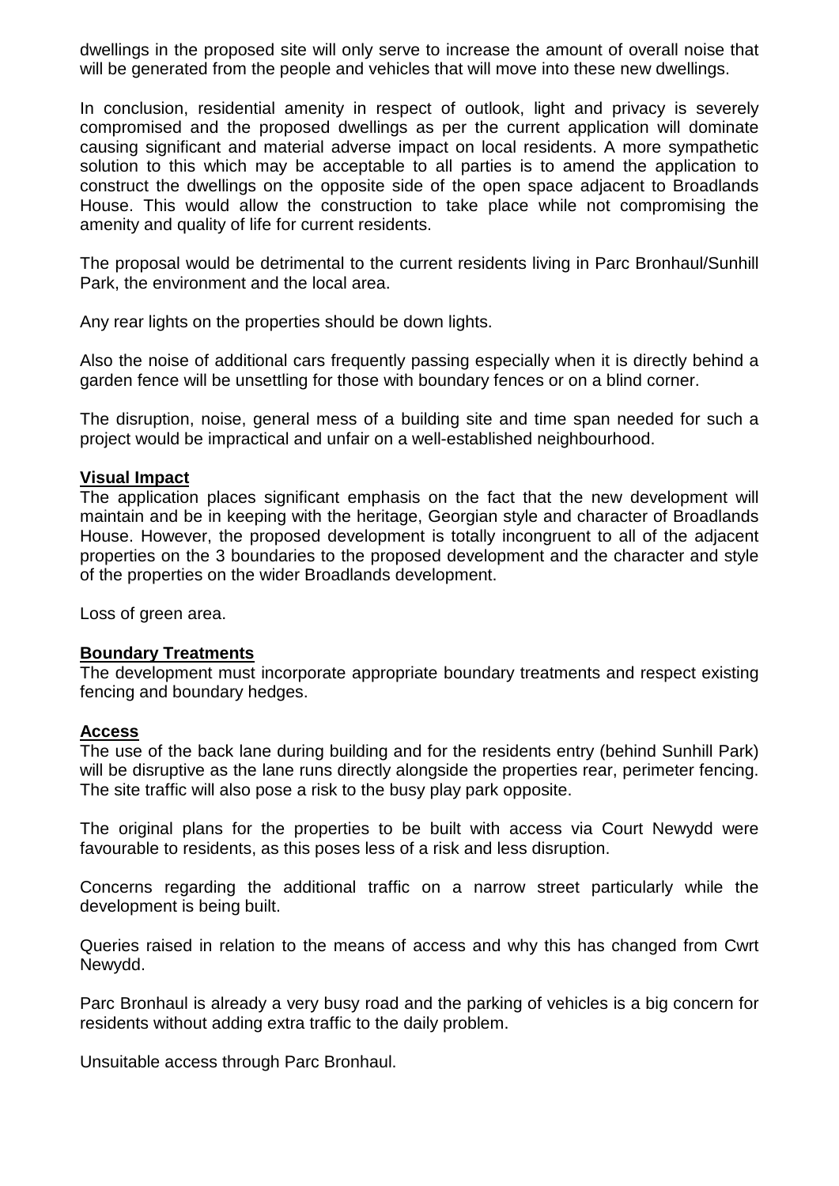dwellings in the proposed site will only serve to increase the amount of overall noise that will be generated from the people and vehicles that will move into these new dwellings.

In conclusion, residential amenity in respect of outlook, light and privacy is severely compromised and the proposed dwellings as per the current application will dominate causing significant and material adverse impact on local residents. A more sympathetic solution to this which may be acceptable to all parties is to amend the application to construct the dwellings on the opposite side of the open space adjacent to Broadlands House. This would allow the construction to take place while not compromising the amenity and quality of life for current residents.

The proposal would be detrimental to the current residents living in Parc Bronhaul/Sunhill Park, the environment and the local area.

Any rear lights on the properties should be down lights.

Also the noise of additional cars frequently passing especially when it is directly behind a garden fence will be unsettling for those with boundary fences or on a blind corner.

The disruption, noise, general mess of a building site and time span needed for such a project would be impractical and unfair on a well-established neighbourhood.

**Visual Impact**

The application places significant emphasis on the fact that the new development will maintain and be in keeping with the heritage, Georgian style and character of Broadlands House. However, the proposed development is totally incongruent to all of the adjacent properties on the 3 boundaries to the proposed development and the character and style of the properties on the wider Broadlands development.

Loss of green area.

**Boundary Treatments**

The development must incorporate appropriate boundary treatments and respect existing fencing and boundary hedges.

**Access**

The use of the back lane during building and for the residents entry (behind Sunhill Park) will be disruptive as the lane runs directly alongside the properties rear, perimeter fencing. The site traffic will also pose a risk to the busy play park opposite.

The original plans for the properties to be built with access via Court Newydd were favourable to residents, as this poses less of a risk and less disruption.

Concerns regarding the additional traffic on a narrow street particularly while the development is being built.

Queries raised in relation to the means of access and why this has changed from Cwrt Newydd.

Parc Bronhaul is already a very busy road and the parking of vehicles is a big concern for residents without adding extra traffic to the daily problem.

Unsuitable access through Parc Bronhaul.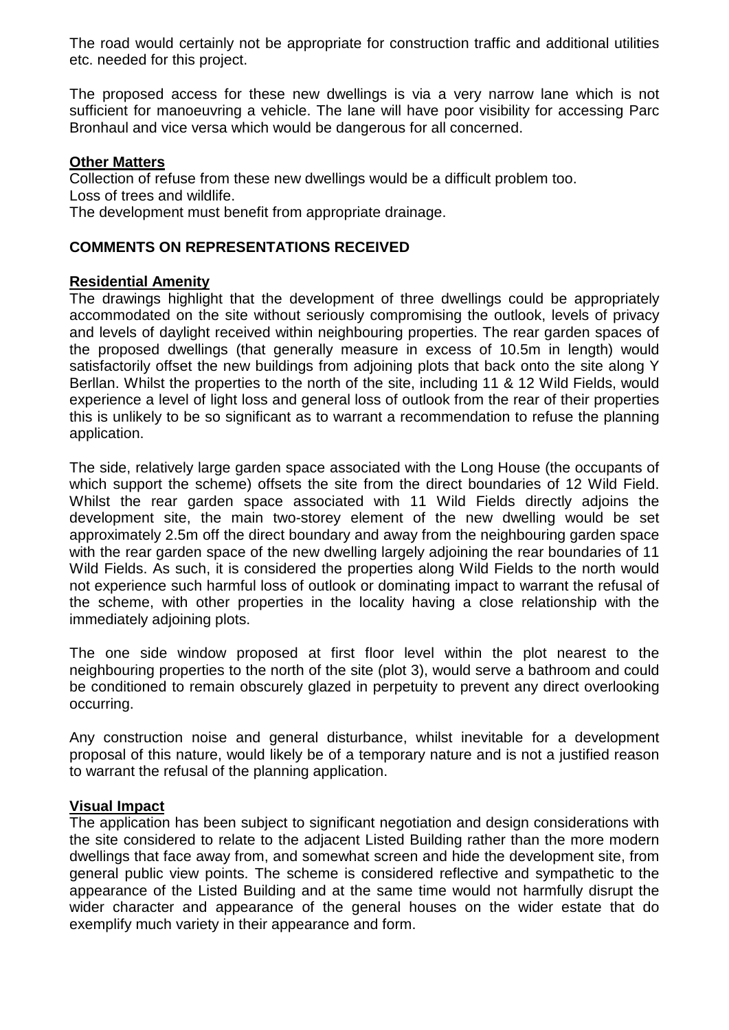The road would certainly not be appropriate for construction traffic and additional utilities etc. needed for this project.

The proposed access for these new dwellings is via a very narrow lane which is not sufficient for manoeuvring a vehicle. The lane will have poor visibility for accessing Parc Bronhaul and vice versa which would be dangerous for all concerned.

**Other Matters**

Collection of refuse from these new dwellings would be a difficult problem too.
Loss of trees and wildlife.
The development must benefit from appropriate drainage.

## COMMENTS ON REPRESENTATIONS RECEIVED

**Residential Amenity**

The drawings highlight that the development of three dwellings could be appropriately accommodated on the site without seriously compromising the outlook, levels of privacy and levels of daylight received within neighbouring properties. The rear garden spaces of the proposed dwellings (that generally measure in excess of 10.5m in length) would satisfactorily offset the new buildings from adjoining plots that back onto the site along Y Berllan. Whilst the properties to the north of the site, including 11 & 12 Wild Fields, would experience a level of light loss and general loss of outlook from the rear of their properties this is unlikely to be so significant as to warrant a recommendation to refuse the planning application.

The side, relatively large garden space associated with the Long House (the occupants of which support the scheme) offsets the site from the direct boundaries of 12 Wild Field. Whilst the rear garden space associated with 11 Wild Fields directly adjoins the development site, the main two-storey element of the new dwelling would be set approximately 2.5m off the direct boundary and away from the neighbouring garden space with the rear garden space of the new dwelling largely adjoining the rear boundaries of 11 Wild Fields. As such, it is considered the properties along Wild Fields to the north would not experience such harmful loss of outlook or dominating impact to warrant the refusal of the scheme, with other properties in the locality having a close relationship with the immediately adjoining plots.

The one side window proposed at first floor level within the plot nearest to the neighbouring properties to the north of the site (plot 3), would serve a bathroom and could be conditioned to remain obscurely glazed in perpetuity to prevent any direct overlooking occurring.

Any construction noise and general disturbance, whilst inevitable for a development proposal of this nature, would likely be of a temporary nature and is not a justified reason to warrant the refusal of the planning application.

**Visual Impact**

The application has been subject to significant negotiation and design considerations with the site considered to relate to the adjacent Listed Building rather than the more modern dwellings that face away from, and somewhat screen and hide the development site, from general public view points. The scheme is considered reflective and sympathetic to the appearance of the Listed Building and at the same time would not harmfully disrupt the wider character and appearance of the general houses on the wider estate that do exemplify much variety in their appearance and form.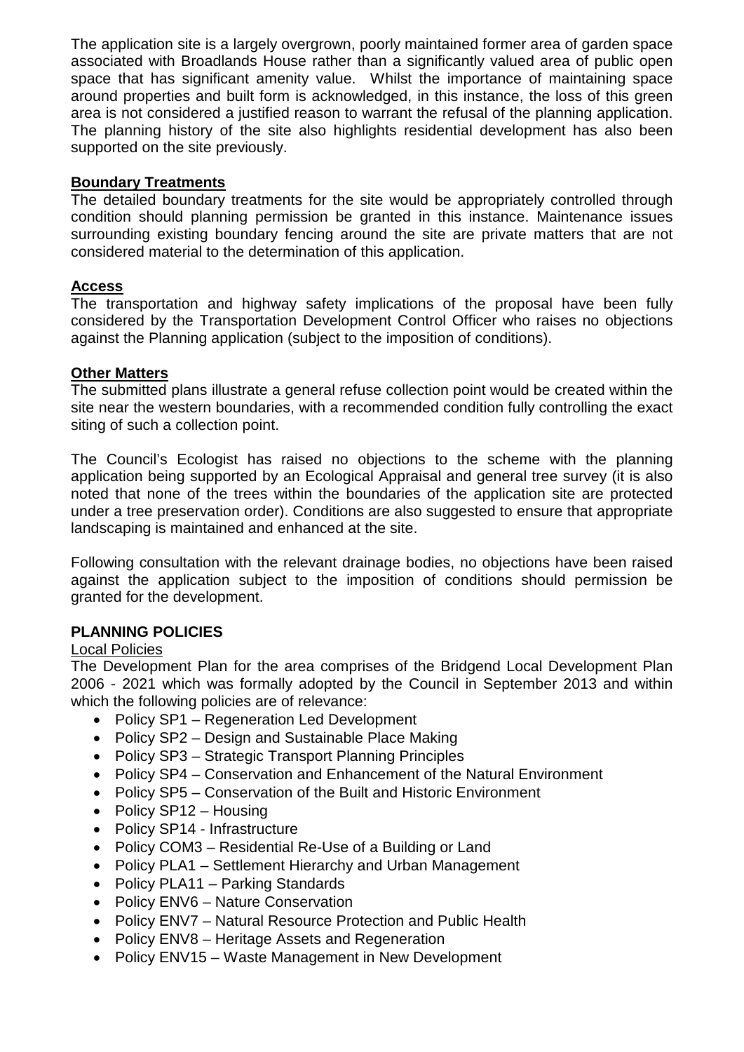The application site is a largely overgrown, poorly maintained former area of garden space associated with Broadlands House rather than a significantly valued area of public open space that has significant amenity value. Whilst the importance of maintaining space around properties and built form is acknowledged, in this instance, the loss of this green area is not considered a justified reason to warrant the refusal of the planning application. The planning history of the site also highlights residential development has also been supported on the site previously.

**Boundary Treatments**

The detailed boundary treatments for the site would be appropriately controlled through condition should planning permission be granted in this instance. Maintenance issues surrounding existing boundary fencing around the site are private matters that are not considered material to the determination of this application.

**Access**

The transportation and highway safety implications of the proposal have been fully considered by the Transportation Development Control Officer who raises no objections against the Planning application (subject to the imposition of conditions).

**Other Matters**

The submitted plans illustrate a general refuse collection point would be created within the site near the western boundaries, with a recommended condition fully controlling the exact siting of such a collection point.

The Council's Ecologist has raised no objections to the scheme with the planning application being supported by an Ecological Appraisal and general tree survey (it is also noted that none of the trees within the boundaries of the application site are protected under a tree preservation order). Conditions are also suggested to ensure that appropriate landscaping is maintained and enhanced at the site.

Following consultation with the relevant drainage bodies, no objections have been raised against the application subject to the imposition of conditions should permission be granted for the development.

**PLANNING POLICIES**

Local Policies

The Development Plan for the area comprises of the Bridgend Local Development Plan 2006 - 2021 which was formally adopted by the Council in September 2013 and within which the following policies are of relevance:

- Policy SP1 – Regeneration Led Development
- Policy SP2 – Design and Sustainable Place Making
- Policy SP3 – Strategic Transport Planning Principles
- Policy SP4 – Conservation and Enhancement of the Natural Environment
- Policy SP5 – Conservation of the Built and Historic Environment
- Policy SP12 – Housing
- Policy SP14 - Infrastructure
- Policy COM3 – Residential Re-Use of a Building or Land
- Policy PLA1 – Settlement Hierarchy and Urban Management
- Policy PLA11 – Parking Standards
- Policy ENV6 – Nature Conservation
- Policy ENV7 – Natural Resource Protection and Public Health
- Policy ENV8 – Heritage Assets and Regeneration
- Policy ENV15 – Waste Management in New Development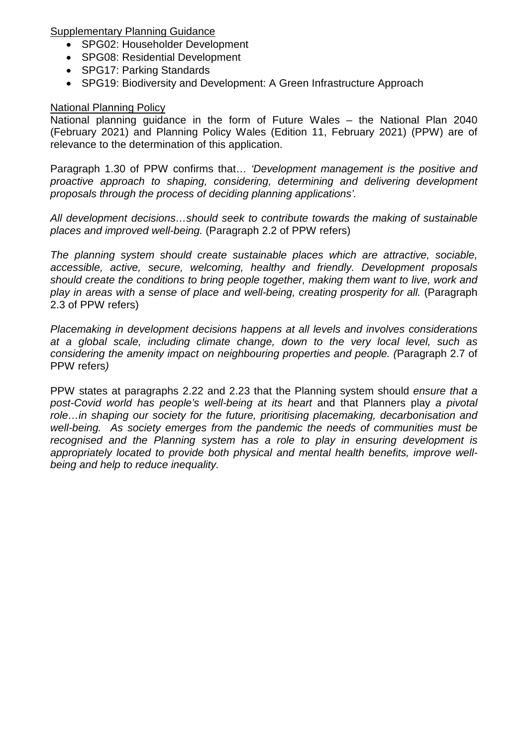Supplementary Planning Guidance

- SPG02: Householder Development
- SPG08: Residential Development
- SPG17: Parking Standards
- SPG19: Biodiversity and Development: A Green Infrastructure Approach

National Planning Policy

National planning guidance in the form of Future Wales – the National Plan 2040 (February 2021) and Planning Policy Wales (Edition 11, February 2021) (PPW) are of relevance to the determination of this application.

Paragraph 1.30 of PPW confirms that… *'Development management is the positive and proactive approach to shaping, considering, determining and delivering development proposals through the process of deciding planning applications'.*

*All development decisions…should seek to contribute towards the making of sustainable places and improved well-being.* (Paragraph 2.2 of PPW refers)

*The planning system should create sustainable places which are attractive, sociable, accessible, active, secure, welcoming, healthy and friendly. Development proposals should create the conditions to bring people together, making them want to live, work and play in areas with a sense of place and well-being, creating prosperity for all.* (Paragraph 2.3 of PPW refers)

*Placemaking in development decisions happens at all levels and involves considerations at a global scale, including climate change, down to the very local level, such as considering the amenity impact on neighbouring properties and people. (*Paragraph 2.7 of PPW refers*)*

PPW states at paragraphs 2.22 and 2.23 that the Planning system should *ensure that a post-Covid world has people's well-being at its heart* and that Planners play *a pivotal role…in shaping our society for the future, prioritising placemaking, decarbonisation and well-being. As society emerges from the pandemic the needs of communities must be recognised and the Planning system has a role to play in ensuring development is appropriately located to provide both physical and mental health benefits, improve well-being and help to reduce inequality.*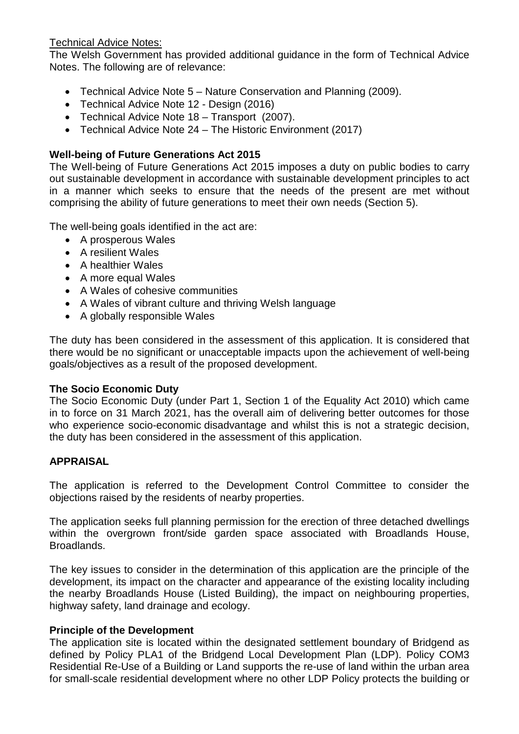Technical Advice Notes:

The Welsh Government has provided additional guidance in the form of Technical Advice Notes. The following are of relevance:

- Technical Advice Note 5 – Nature Conservation and Planning (2009).
- Technical Advice Note 12 - Design (2016)
- Technical Advice Note 18 – Transport (2007).
- Technical Advice Note 24 – The Historic Environment (2017)

**Well-being of Future Generations Act 2015**

The Well-being of Future Generations Act 2015 imposes a duty on public bodies to carry out sustainable development in accordance with sustainable development principles to act in a manner which seeks to ensure that the needs of the present are met without comprising the ability of future generations to meet their own needs (Section 5).

The well-being goals identified in the act are:

- A prosperous Wales
- A resilient Wales
- A healthier Wales
- A more equal Wales
- A Wales of cohesive communities
- A Wales of vibrant culture and thriving Welsh language
- A globally responsible Wales

The duty has been considered in the assessment of this application. It is considered that there would be no significant or unacceptable impacts upon the achievement of well-being goals/objectives as a result of the proposed development.

**The Socio Economic Duty**

The Socio Economic Duty (under Part 1, Section 1 of the Equality Act 2010) which came in to force on 31 March 2021, has the overall aim of delivering better outcomes for those who experience socio-economic disadvantage and whilst this is not a strategic decision, the duty has been considered in the assessment of this application.

**APPRAISAL**

The application is referred to the Development Control Committee to consider the objections raised by the residents of nearby properties.

The application seeks full planning permission for the erection of three detached dwellings within the overgrown front/side garden space associated with Broadlands House, Broadlands.

The key issues to consider in the determination of this application are the principle of the development, its impact on the character and appearance of the existing locality including the nearby Broadlands House (Listed Building), the impact on neighbouring properties, highway safety, land drainage and ecology.

**Principle of the Development**

The application site is located within the designated settlement boundary of Bridgend as defined by Policy PLA1 of the Bridgend Local Development Plan (LDP). Policy COM3 Residential Re-Use of a Building or Land supports the re-use of land within the urban area for small-scale residential development where no other LDP Policy protects the building or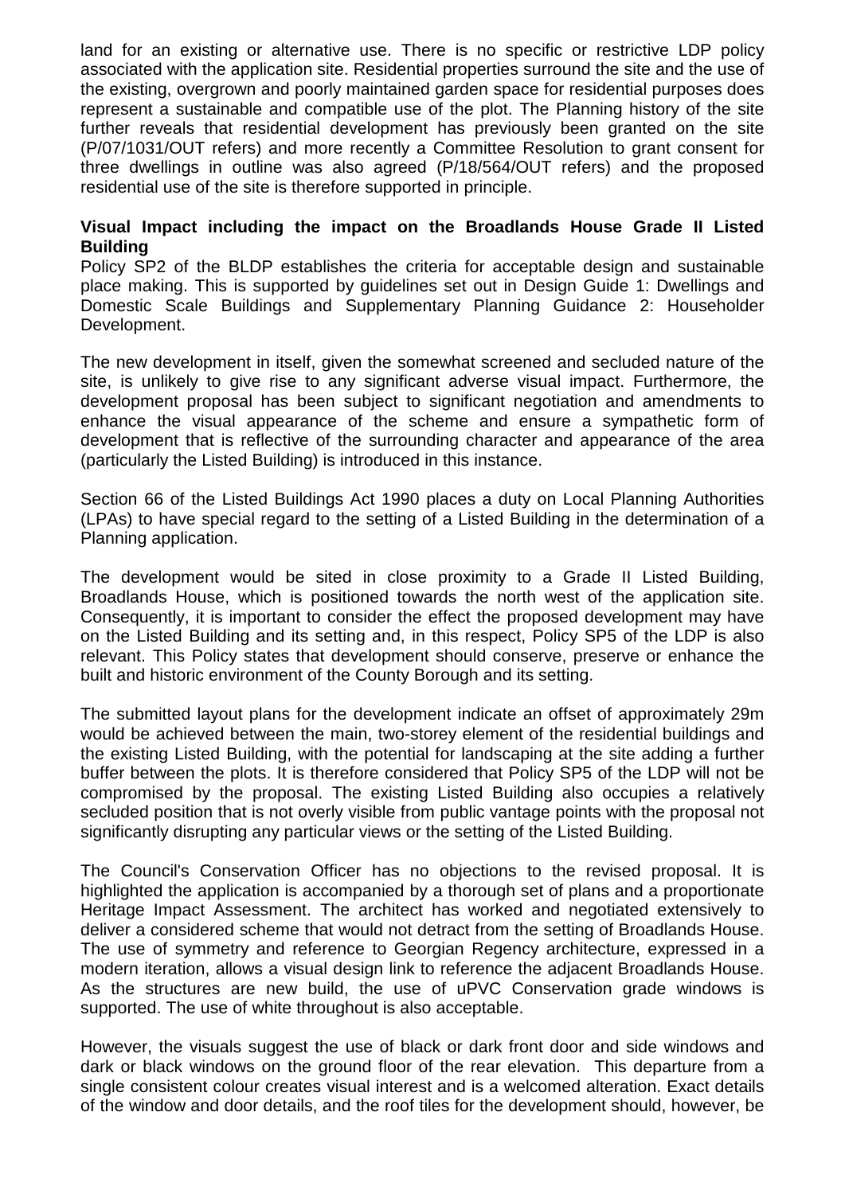land for an existing or alternative use. There is no specific or restrictive LDP policy associated with the application site. Residential properties surround the site and the use of the existing, overgrown and poorly maintained garden space for residential purposes does represent a sustainable and compatible use of the plot. The Planning history of the site further reveals that residential development has previously been granted on the site (P/07/1031/OUT refers) and more recently a Committee Resolution to grant consent for three dwellings in outline was also agreed (P/18/564/OUT refers) and the proposed residential use of the site is therefore supported in principle.

**Visual Impact including the impact on the Broadlands House Grade II Listed Building**

Policy SP2 of the BLDP establishes the criteria for acceptable design and sustainable place making. This is supported by guidelines set out in Design Guide 1: Dwellings and Domestic Scale Buildings and Supplementary Planning Guidance 2: Householder Development.

The new development in itself, given the somewhat screened and secluded nature of the site, is unlikely to give rise to any significant adverse visual impact. Furthermore, the development proposal has been subject to significant negotiation and amendments to enhance the visual appearance of the scheme and ensure a sympathetic form of development that is reflective of the surrounding character and appearance of the area (particularly the Listed Building) is introduced in this instance.

Section 66 of the Listed Buildings Act 1990 places a duty on Local Planning Authorities (LPAs) to have special regard to the setting of a Listed Building in the determination of a Planning application.

The development would be sited in close proximity to a Grade II Listed Building, Broadlands House, which is positioned towards the north west of the application site. Consequently, it is important to consider the effect the proposed development may have on the Listed Building and its setting and, in this respect, Policy SP5 of the LDP is also relevant. This Policy states that development should conserve, preserve or enhance the built and historic environment of the County Borough and its setting.

The submitted layout plans for the development indicate an offset of approximately 29m would be achieved between the main, two-storey element of the residential buildings and the existing Listed Building, with the potential for landscaping at the site adding a further buffer between the plots. It is therefore considered that Policy SP5 of the LDP will not be compromised by the proposal. The existing Listed Building also occupies a relatively secluded position that is not overly visible from public vantage points with the proposal not significantly disrupting any particular views or the setting of the Listed Building.

The Council's Conservation Officer has no objections to the revised proposal. It is highlighted the application is accompanied by a thorough set of plans and a proportionate Heritage Impact Assessment. The architect has worked and negotiated extensively to deliver a considered scheme that would not detract from the setting of Broadlands House. The use of symmetry and reference to Georgian Regency architecture, expressed in a modern iteration, allows a visual design link to reference the adjacent Broadlands House. As the structures are new build, the use of uPVC Conservation grade windows is supported. The use of white throughout is also acceptable.

However, the visuals suggest the use of black or dark front door and side windows and dark or black windows on the ground floor of the rear elevation. This departure from a single consistent colour creates visual interest and is a welcomed alteration. Exact details of the window and door details, and the roof tiles for the development should, however, be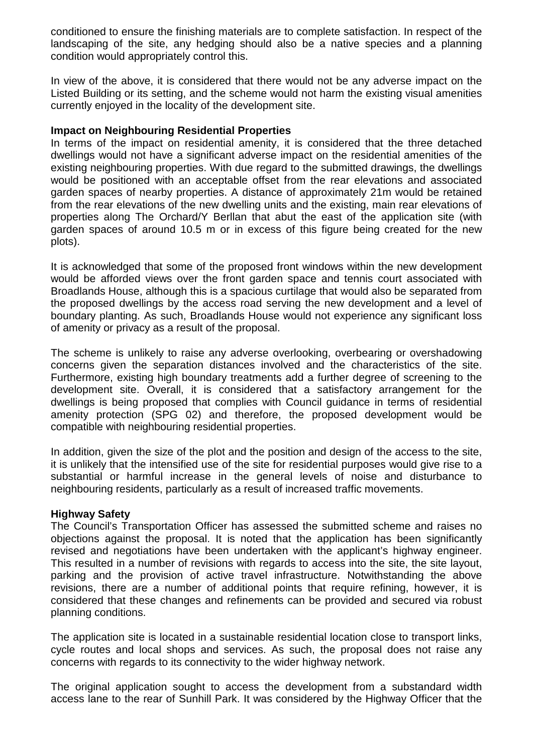conditioned to ensure the finishing materials are to complete satisfaction. In respect of the landscaping of the site, any hedging should also be a native species and a planning condition would appropriately control this.

In view of the above, it is considered that there would not be any adverse impact on the Listed Building or its setting, and the scheme would not harm the existing visual amenities currently enjoyed in the locality of the development site.

**Impact on Neighbouring Residential Properties**

In terms of the impact on residential amenity, it is considered that the three detached dwellings would not have a significant adverse impact on the residential amenities of the existing neighbouring properties. With due regard to the submitted drawings, the dwellings would be positioned with an acceptable offset from the rear elevations and associated garden spaces of nearby properties. A distance of approximately 21m would be retained from the rear elevations of the new dwelling units and the existing, main rear elevations of properties along The Orchard/Y Berllan that abut the east of the application site (with garden spaces of around 10.5 m or in excess of this figure being created for the new plots).

It is acknowledged that some of the proposed front windows within the new development would be afforded views over the front garden space and tennis court associated with Broadlands House, although this is a spacious curtilage that would also be separated from the proposed dwellings by the access road serving the new development and a level of boundary planting. As such, Broadlands House would not experience any significant loss of amenity or privacy as a result of the proposal.

The scheme is unlikely to raise any adverse overlooking, overbearing or overshadowing concerns given the separation distances involved and the characteristics of the site. Furthermore, existing high boundary treatments add a further degree of screening to the development site. Overall, it is considered that a satisfactory arrangement for the dwellings is being proposed that complies with Council guidance in terms of residential amenity protection (SPG 02) and therefore, the proposed development would be compatible with neighbouring residential properties.

In addition, given the size of the plot and the position and design of the access to the site, it is unlikely that the intensified use of the site for residential purposes would give rise to a substantial or harmful increase in the general levels of noise and disturbance to neighbouring residents, particularly as a result of increased traffic movements.

**Highway Safety**

The Council's Transportation Officer has assessed the submitted scheme and raises no objections against the proposal. It is noted that the application has been significantly revised and negotiations have been undertaken with the applicant's highway engineer. This resulted in a number of revisions with regards to access into the site, the site layout, parking and the provision of active travel infrastructure. Notwithstanding the above revisions, there are a number of additional points that require refining, however, it is considered that these changes and refinements can be provided and secured via robust planning conditions.

The application site is located in a sustainable residential location close to transport links, cycle routes and local shops and services. As such, the proposal does not raise any concerns with regards to its connectivity to the wider highway network.

The original application sought to access the development from a substandard width access lane to the rear of Sunhill Park. It was considered by the Highway Officer that the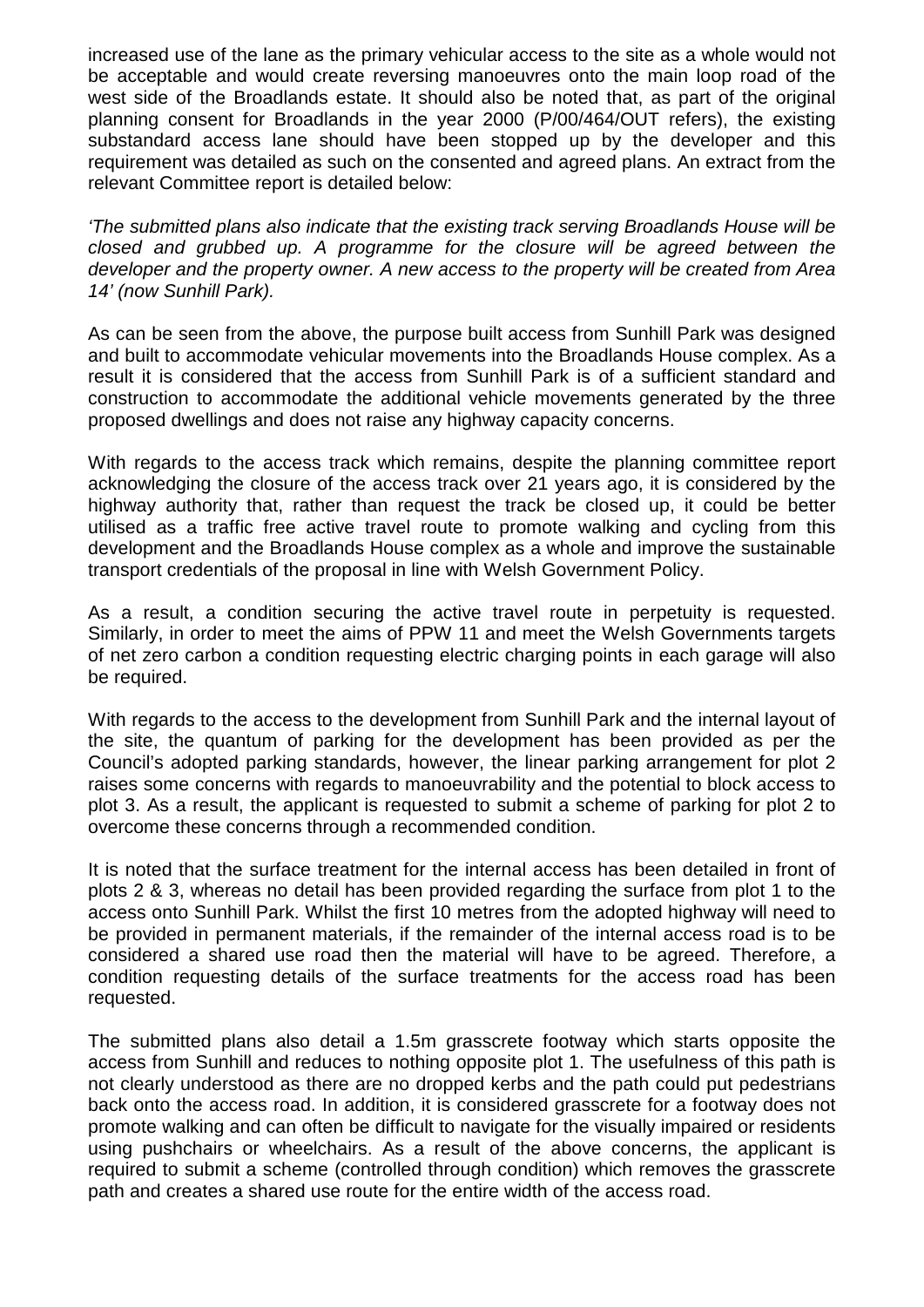increased use of the lane as the primary vehicular access to the site as a whole would not be acceptable and would create reversing manoeuvres onto the main loop road of the west side of the Broadlands estate. It should also be noted that, as part of the original planning consent for Broadlands in the year 2000 (P/00/464/OUT refers), the existing substandard access lane should have been stopped up by the developer and this requirement was detailed as such on the consented and agreed plans. An extract from the relevant Committee report is detailed below:

*'The submitted plans also indicate that the existing track serving Broadlands House will be closed and grubbed up. A programme for the closure will be agreed between the developer and the property owner. A new access to the property will be created from Area 14' (now Sunhill Park).*

As can be seen from the above, the purpose built access from Sunhill Park was designed and built to accommodate vehicular movements into the Broadlands House complex. As a result it is considered that the access from Sunhill Park is of a sufficient standard and construction to accommodate the additional vehicle movements generated by the three proposed dwellings and does not raise any highway capacity concerns.

With regards to the access track which remains, despite the planning committee report acknowledging the closure of the access track over 21 years ago, it is considered by the highway authority that, rather than request the track be closed up, it could be better utilised as a traffic free active travel route to promote walking and cycling from this development and the Broadlands House complex as a whole and improve the sustainable transport credentials of the proposal in line with Welsh Government Policy.

As a result, a condition securing the active travel route in perpetuity is requested. Similarly, in order to meet the aims of PPW 11 and meet the Welsh Governments targets of net zero carbon a condition requesting electric charging points in each garage will also be required.

With regards to the access to the development from Sunhill Park and the internal layout of the site, the quantum of parking for the development has been provided as per the Council's adopted parking standards, however, the linear parking arrangement for plot 2 raises some concerns with regards to manoeuvrability and the potential to block access to plot 3. As a result, the applicant is requested to submit a scheme of parking for plot 2 to overcome these concerns through a recommended condition.

It is noted that the surface treatment for the internal access has been detailed in front of plots 2 & 3, whereas no detail has been provided regarding the surface from plot 1 to the access onto Sunhill Park. Whilst the first 10 metres from the adopted highway will need to be provided in permanent materials, if the remainder of the internal access road is to be considered a shared use road then the material will have to be agreed. Therefore, a condition requesting details of the surface treatments for the access road has been requested.

The submitted plans also detail a 1.5m grasscrete footway which starts opposite the access from Sunhill and reduces to nothing opposite plot 1. The usefulness of this path is not clearly understood as there are no dropped kerbs and the path could put pedestrians back onto the access road. In addition, it is considered grasscrete for a footway does not promote walking and can often be difficult to navigate for the visually impaired or residents using pushchairs or wheelchairs. As a result of the above concerns, the applicant is required to submit a scheme (controlled through condition) which removes the grasscrete path and creates a shared use route for the entire width of the access road.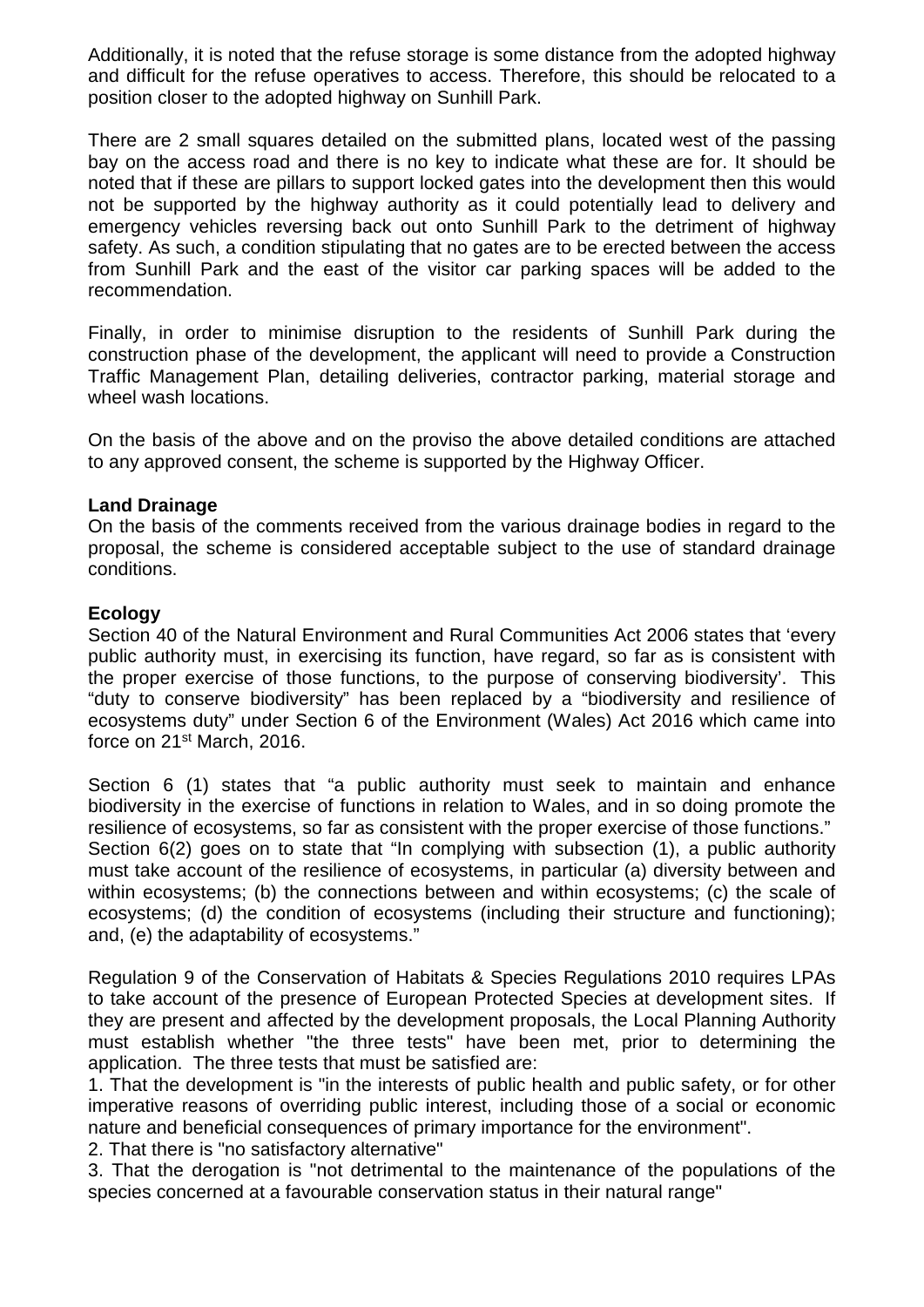Additionally, it is noted that the refuse storage is some distance from the adopted highway and difficult for the refuse operatives to access. Therefore, this should be relocated to a position closer to the adopted highway on Sunhill Park.

There are 2 small squares detailed on the submitted plans, located west of the passing bay on the access road and there is no key to indicate what these are for. It should be noted that if these are pillars to support locked gates into the development then this would not be supported by the highway authority as it could potentially lead to delivery and emergency vehicles reversing back out onto Sunhill Park to the detriment of highway safety. As such, a condition stipulating that no gates are to be erected between the access from Sunhill Park and the east of the visitor car parking spaces will be added to the recommendation.

Finally, in order to minimise disruption to the residents of Sunhill Park during the construction phase of the development, the applicant will need to provide a Construction Traffic Management Plan, detailing deliveries, contractor parking, material storage and wheel wash locations.

On the basis of the above and on the proviso the above detailed conditions are attached to any approved consent, the scheme is supported by the Highway Officer.

**Land Drainage**

On the basis of the comments received from the various drainage bodies in regard to the proposal, the scheme is considered acceptable subject to the use of standard drainage conditions.

**Ecology**

Section 40 of the Natural Environment and Rural Communities Act 2006 states that 'every public authority must, in exercising its function, have regard, so far as is consistent with the proper exercise of those functions, to the purpose of conserving biodiversity'. This "duty to conserve biodiversity" has been replaced by a "biodiversity and resilience of ecosystems duty" under Section 6 of the Environment (Wales) Act 2016 which came into force on 21st March, 2016.

Section 6 (1) states that "a public authority must seek to maintain and enhance biodiversity in the exercise of functions in relation to Wales, and in so doing promote the resilience of ecosystems, so far as consistent with the proper exercise of those functions." Section 6(2) goes on to state that "In complying with subsection (1), a public authority must take account of the resilience of ecosystems, in particular (a) diversity between and within ecosystems; (b) the connections between and within ecosystems; (c) the scale of ecosystems; (d) the condition of ecosystems (including their structure and functioning); and, (e) the adaptability of ecosystems."

Regulation 9 of the Conservation of Habitats & Species Regulations 2010 requires LPAs to take account of the presence of European Protected Species at development sites. If they are present and affected by the development proposals, the Local Planning Authority must establish whether "the three tests" have been met, prior to determining the application. The three tests that must be satisfied are:

1. That the development is "in the interests of public health and public safety, or for other imperative reasons of overriding public interest, including those of a social or economic nature and beneficial consequences of primary importance for the environment".
2. That there is "no satisfactory alternative"
3. That the derogation is "not detrimental to the maintenance of the populations of the species concerned at a favourable conservation status in their natural range"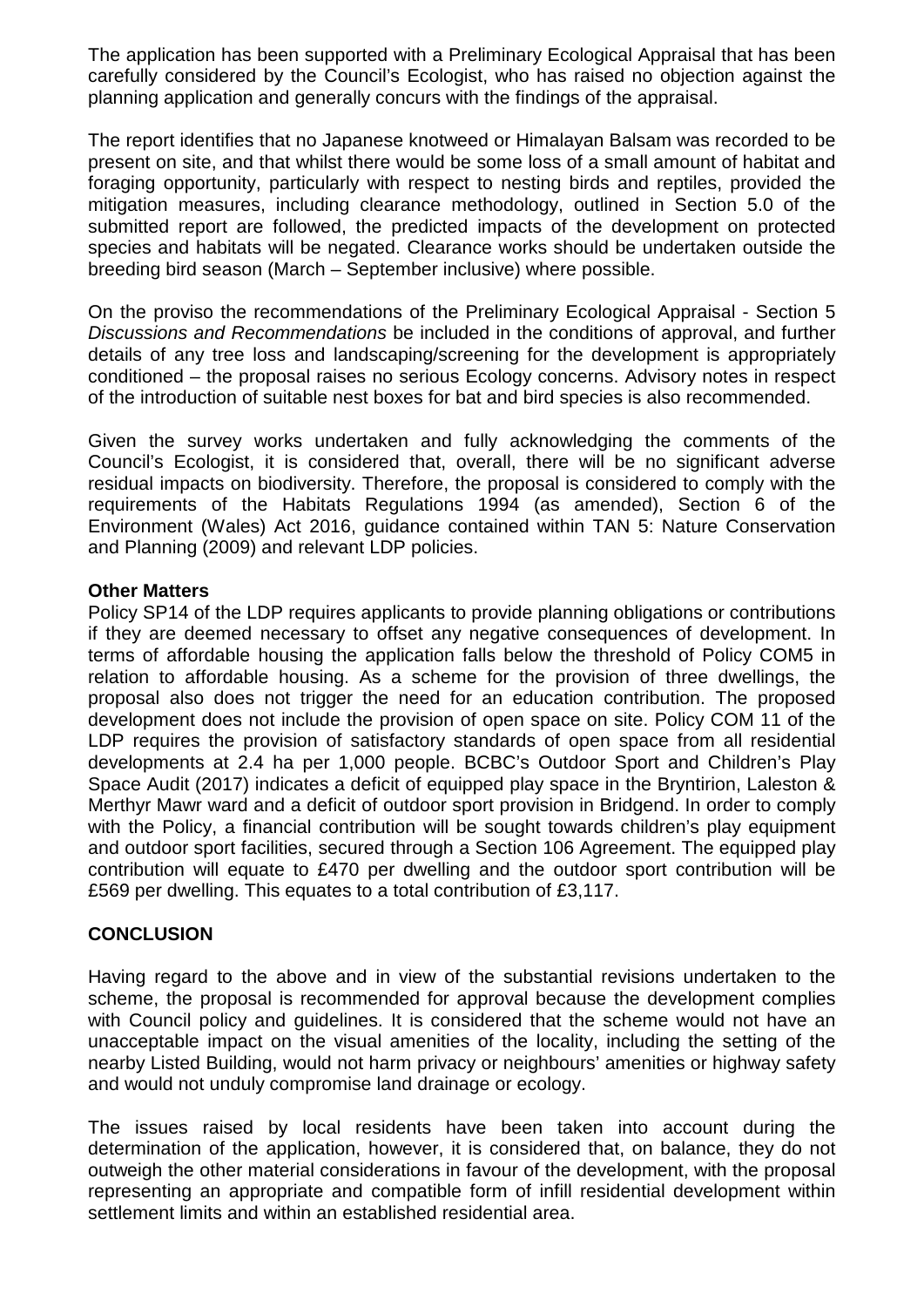The application has been supported with a Preliminary Ecological Appraisal that has been carefully considered by the Council's Ecologist, who has raised no objection against the planning application and generally concurs with the findings of the appraisal.

The report identifies that no Japanese knotweed or Himalayan Balsam was recorded to be present on site, and that whilst there would be some loss of a small amount of habitat and foraging opportunity, particularly with respect to nesting birds and reptiles, provided the mitigation measures, including clearance methodology, outlined in Section 5.0 of the submitted report are followed, the predicted impacts of the development on protected species and habitats will be negated. Clearance works should be undertaken outside the breeding bird season (March – September inclusive) where possible.

On the proviso the recommendations of the Preliminary Ecological Appraisal - Section 5 *Discussions and Recommendations* be included in the conditions of approval, and further details of any tree loss and landscaping/screening for the development is appropriately conditioned – the proposal raises no serious Ecology concerns. Advisory notes in respect of the introduction of suitable nest boxes for bat and bird species is also recommended.

Given the survey works undertaken and fully acknowledging the comments of the Council's Ecologist, it is considered that, overall, there will be no significant adverse residual impacts on biodiversity. Therefore, the proposal is considered to comply with the requirements of the Habitats Regulations 1994 (as amended), Section 6 of the Environment (Wales) Act 2016, guidance contained within TAN 5: Nature Conservation and Planning (2009) and relevant LDP policies.

**Other Matters**

Policy SP14 of the LDP requires applicants to provide planning obligations or contributions if they are deemed necessary to offset any negative consequences of development. In terms of affordable housing the application falls below the threshold of Policy COM5 in relation to affordable housing. As a scheme for the provision of three dwellings, the proposal also does not trigger the need for an education contribution. The proposed development does not include the provision of open space on site. Policy COM 11 of the LDP requires the provision of satisfactory standards of open space from all residential developments at 2.4 ha per 1,000 people. BCBC's Outdoor Sport and Children's Play Space Audit (2017) indicates a deficit of equipped play space in the Bryntirion, Laleston & Merthyr Mawr ward and a deficit of outdoor sport provision in Bridgend. In order to comply with the Policy, a financial contribution will be sought towards children's play equipment and outdoor sport facilities, secured through a Section 106 Agreement. The equipped play contribution will equate to £470 per dwelling and the outdoor sport contribution will be £569 per dwelling. This equates to a total contribution of £3,117.

**CONCLUSION**

Having regard to the above and in view of the substantial revisions undertaken to the scheme, the proposal is recommended for approval because the development complies with Council policy and guidelines. It is considered that the scheme would not have an unacceptable impact on the visual amenities of the locality, including the setting of the nearby Listed Building, would not harm privacy or neighbours' amenities or highway safety and would not unduly compromise land drainage or ecology.

The issues raised by local residents have been taken into account during the determination of the application, however, it is considered that, on balance, they do not outweigh the other material considerations in favour of the development, with the proposal representing an appropriate and compatible form of infill residential development within settlement limits and within an established residential area.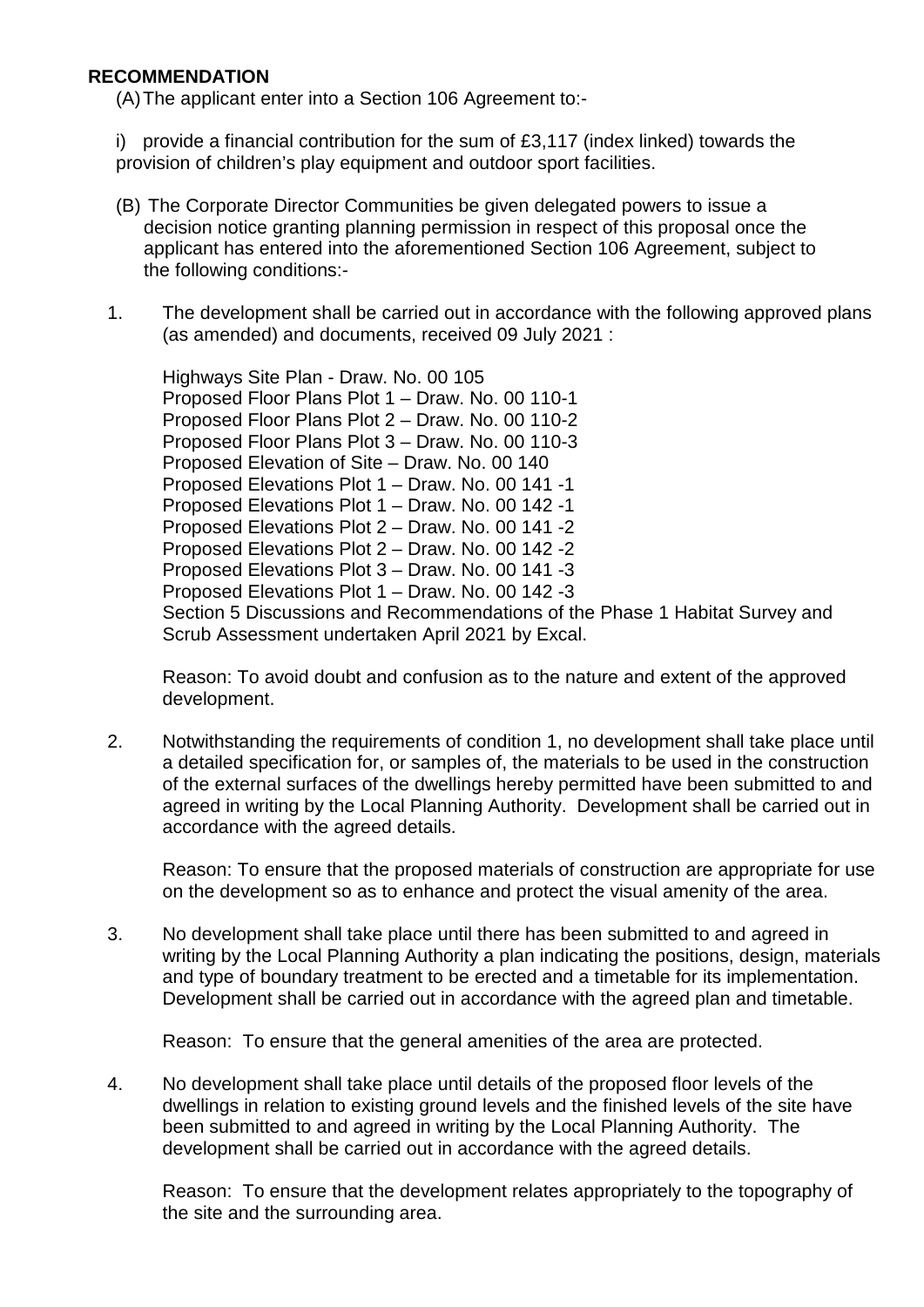**RECOMMENDATION**

(A) The applicant enter into a Section 106 Agreement to:-

i) provide a financial contribution for the sum of £3,117 (index linked) towards the provision of children's play equipment and outdoor sport facilities.

(B) The Corporate Director Communities be given delegated powers to issue a decision notice granting planning permission in respect of this proposal once the applicant has entered into the aforementioned Section 106 Agreement, subject to the following conditions:-

1. The development shall be carried out in accordance with the following approved plans (as amended) and documents, received 09 July 2021 :

   Highways Site Plan - Draw. No. 00 105
   Proposed Floor Plans Plot 1 – Draw. No. 00 110-1
   Proposed Floor Plans Plot 2 – Draw. No. 00 110-2
   Proposed Floor Plans Plot 3 – Draw. No. 00 110-3
   Proposed Elevation of Site – Draw. No. 00 140
   Proposed Elevations Plot 1 – Draw. No. 00 141 -1
   Proposed Elevations Plot 1 – Draw. No. 00 142 -1
   Proposed Elevations Plot 2 – Draw. No. 00 141 -2
   Proposed Elevations Plot 2 – Draw. No. 00 142 -2
   Proposed Elevations Plot 3 – Draw. No. 00 141 -3
   Proposed Elevations Plot 1 – Draw. No. 00 142 -3
   Section 5 Discussions and Recommendations of the Phase 1 Habitat Survey and Scrub Assessment undertaken April 2021 by Excal.

   Reason: To avoid doubt and confusion as to the nature and extent of the approved development.

2. Notwithstanding the requirements of condition 1, no development shall take place until a detailed specification for, or samples of, the materials to be used in the construction of the external surfaces of the dwellings hereby permitted have been submitted to and agreed in writing by the Local Planning Authority. Development shall be carried out in accordance with the agreed details.

   Reason: To ensure that the proposed materials of construction are appropriate for use on the development so as to enhance and protect the visual amenity of the area.

3. No development shall take place until there has been submitted to and agreed in writing by the Local Planning Authority a plan indicating the positions, design, materials and type of boundary treatment to be erected and a timetable for its implementation. Development shall be carried out in accordance with the agreed plan and timetable.

   Reason: To ensure that the general amenities of the area are protected.

4. No development shall take place until details of the proposed floor levels of the dwellings in relation to existing ground levels and the finished levels of the site have been submitted to and agreed in writing by the Local Planning Authority. The development shall be carried out in accordance with the agreed details.

   Reason: To ensure that the development relates appropriately to the topography of the site and the surrounding area.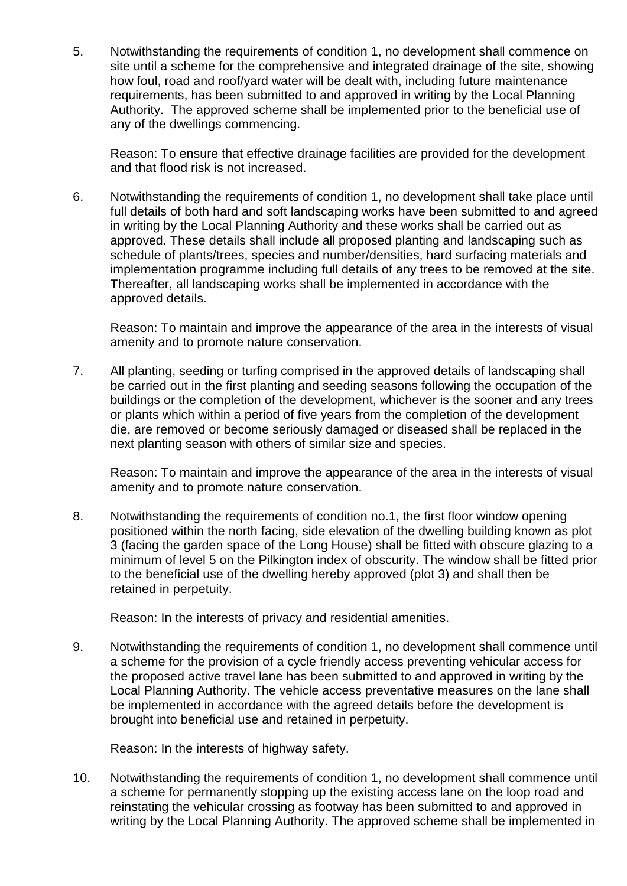5. Notwithstanding the requirements of condition 1, no development shall commence on site until a scheme for the comprehensive and integrated drainage of the site, showing how foul, road and roof/yard water will be dealt with, including future maintenance requirements, has been submitted to and approved in writing by the Local Planning Authority. The approved scheme shall be implemented prior to the beneficial use of any of the dwellings commencing.

   Reason: To ensure that effective drainage facilities are provided for the development and that flood risk is not increased.

6. Notwithstanding the requirements of condition 1, no development shall take place until full details of both hard and soft landscaping works have been submitted to and agreed in writing by the Local Planning Authority and these works shall be carried out as approved. These details shall include all proposed planting and landscaping such as schedule of plants/trees, species and number/densities, hard surfacing materials and implementation programme including full details of any trees to be removed at the site. Thereafter, all landscaping works shall be implemented in accordance with the approved details.

   Reason: To maintain and improve the appearance of the area in the interests of visual amenity and to promote nature conservation.

7. All planting, seeding or turfing comprised in the approved details of landscaping shall be carried out in the first planting and seeding seasons following the occupation of the buildings or the completion of the development, whichever is the sooner and any trees or plants which within a period of five years from the completion of the development die, are removed or become seriously damaged or diseased shall be replaced in the next planting season with others of similar size and species.

   Reason: To maintain and improve the appearance of the area in the interests of visual amenity and to promote nature conservation.

8. Notwithstanding the requirements of condition no.1, the first floor window opening positioned within the north facing, side elevation of the dwelling building known as plot 3 (facing the garden space of the Long House) shall be fitted with obscure glazing to a minimum of level 5 on the Pilkington index of obscurity. The window shall be fitted prior to the beneficial use of the dwelling hereby approved (plot 3) and shall then be retained in perpetuity.

   Reason: In the interests of privacy and residential amenities.

9. Notwithstanding the requirements of condition 1, no development shall commence until a scheme for the provision of a cycle friendly access preventing vehicular access for the proposed active travel lane has been submitted to and approved in writing by the Local Planning Authority. The vehicle access preventative measures on the lane shall be implemented in accordance with the agreed details before the development is brought into beneficial use and retained in perpetuity.

   Reason: In the interests of highway safety.

10. Notwithstanding the requirements of condition 1, no development shall commence until a scheme for permanently stopping up the existing access lane on the loop road and reinstating the vehicular crossing as footway has been submitted to and approved in writing by the Local Planning Authority. The approved scheme shall be implemented in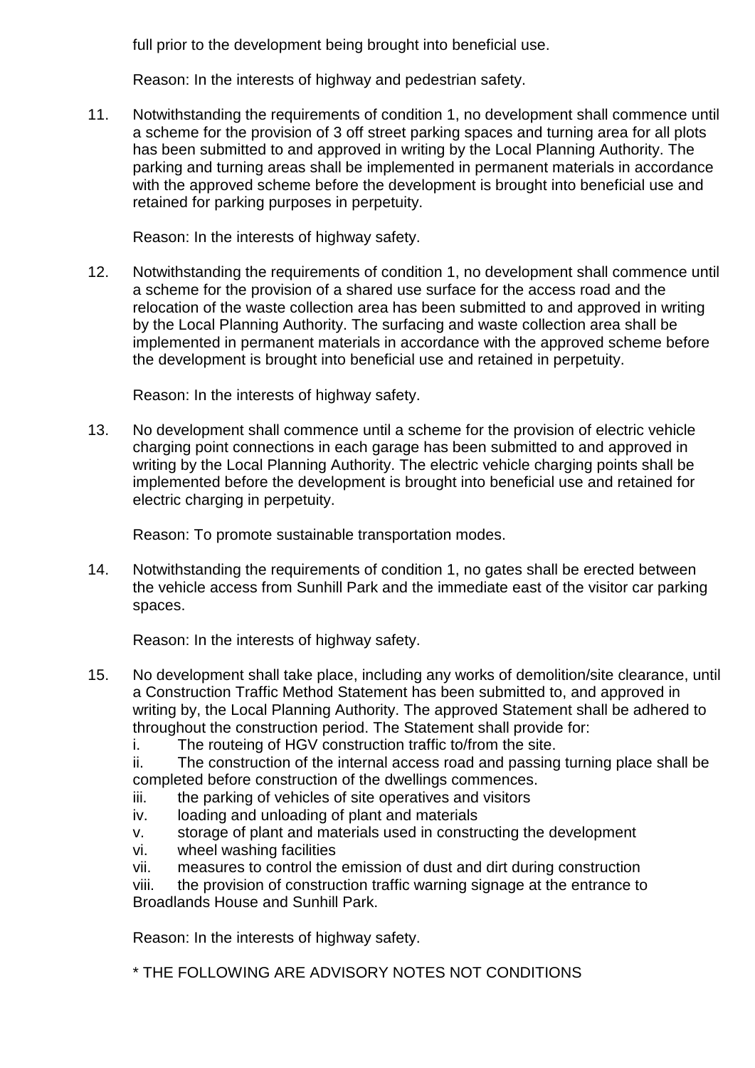full prior to the development being brought into beneficial use.

Reason: In the interests of highway and pedestrian safety.

11. Notwithstanding the requirements of condition 1, no development shall commence until a scheme for the provision of 3 off street parking spaces and turning area for all plots has been submitted to and approved in writing by the Local Planning Authority. The parking and turning areas shall be implemented in permanent materials in accordance with the approved scheme before the development is brought into beneficial use and retained for parking purposes in perpetuity.

    Reason: In the interests of highway safety.

12. Notwithstanding the requirements of condition 1, no development shall commence until a scheme for the provision of a shared use surface for the access road and the relocation of the waste collection area has been submitted to and approved in writing by the Local Planning Authority. The surfacing and waste collection area shall be implemented in permanent materials in accordance with the approved scheme before the development is brought into beneficial use and retained in perpetuity.

    Reason: In the interests of highway safety.

13. No development shall commence until a scheme for the provision of electric vehicle charging point connections in each garage has been submitted to and approved in writing by the Local Planning Authority. The electric vehicle charging points shall be implemented before the development is brought into beneficial use and retained for electric charging in perpetuity.

    Reason: To promote sustainable transportation modes.

14. Notwithstanding the requirements of condition 1, no gates shall be erected between the vehicle access from Sunhill Park and the immediate east of the visitor car parking spaces.

    Reason: In the interests of highway safety.

15. No development shall take place, including any works of demolition/site clearance, until a Construction Traffic Method Statement has been submitted to, and approved in writing by, the Local Planning Authority. The approved Statement shall be adhered to throughout the construction period. The Statement shall provide for:
    i. The routeing of HGV construction traffic to/from the site.
    ii. The construction of the internal access road and passing turning place shall be completed before construction of the dwellings commences.
    iii. the parking of vehicles of site operatives and visitors
    iv. loading and unloading of plant and materials
    v. storage of plant and materials used in constructing the development
    vi. wheel washing facilities
    vii. measures to control the emission of dust and dirt during construction
    viii. the provision of construction traffic warning signage at the entrance to Broadlands House and Sunhill Park.

    Reason: In the interests of highway safety.

\* THE FOLLOWING ARE ADVISORY NOTES NOT CONDITIONS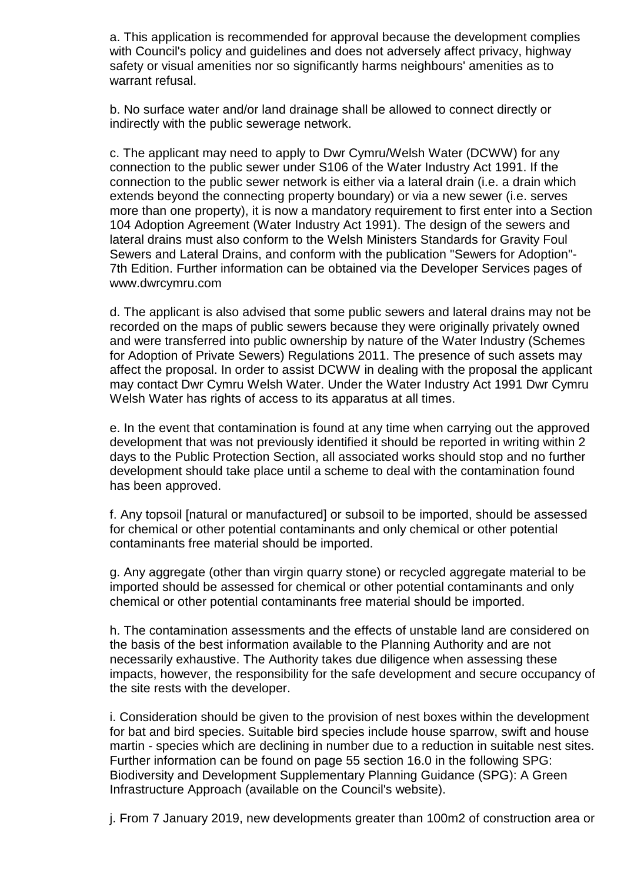a. This application is recommended for approval because the development complies with Council's policy and guidelines and does not adversely affect privacy, highway safety or visual amenities nor so significantly harms neighbours' amenities as to warrant refusal.

b. No surface water and/or land drainage shall be allowed to connect directly or indirectly with the public sewerage network.

c. The applicant may need to apply to Dwr Cymru/Welsh Water (DCWW) for any connection to the public sewer under S106 of the Water Industry Act 1991. If the connection to the public sewer network is either via a lateral drain (i.e. a drain which extends beyond the connecting property boundary) or via a new sewer (i.e. serves more than one property), it is now a mandatory requirement to first enter into a Section 104 Adoption Agreement (Water Industry Act 1991). The design of the sewers and lateral drains must also conform to the Welsh Ministers Standards for Gravity Foul Sewers and Lateral Drains, and conform with the publication "Sewers for Adoption"- 7th Edition. Further information can be obtained via the Developer Services pages of www.dwrcymru.com

d. The applicant is also advised that some public sewers and lateral drains may not be recorded on the maps of public sewers because they were originally privately owned and were transferred into public ownership by nature of the Water Industry (Schemes for Adoption of Private Sewers) Regulations 2011. The presence of such assets may affect the proposal. In order to assist DCWW in dealing with the proposal the applicant may contact Dwr Cymru Welsh Water. Under the Water Industry Act 1991 Dwr Cymru Welsh Water has rights of access to its apparatus at all times.

e. In the event that contamination is found at any time when carrying out the approved development that was not previously identified it should be reported in writing within 2 days to the Public Protection Section, all associated works should stop and no further development should take place until a scheme to deal with the contamination found has been approved.

f. Any topsoil [natural or manufactured] or subsoil to be imported, should be assessed for chemical or other potential contaminants and only chemical or other potential contaminants free material should be imported.

g. Any aggregate (other than virgin quarry stone) or recycled aggregate material to be imported should be assessed for chemical or other potential contaminants and only chemical or other potential contaminants free material should be imported.

h. The contamination assessments and the effects of unstable land are considered on the basis of the best information available to the Planning Authority and are not necessarily exhaustive. The Authority takes due diligence when assessing these impacts, however, the responsibility for the safe development and secure occupancy of the site rests with the developer.

i. Consideration should be given to the provision of nest boxes within the development for bat and bird species. Suitable bird species include house sparrow, swift and house martin - species which are declining in number due to a reduction in suitable nest sites. Further information can be found on page 55 section 16.0 in the following SPG: Biodiversity and Development Supplementary Planning Guidance (SPG): A Green Infrastructure Approach (available on the Council's website).

j. From 7 January 2019, new developments greater than 100m2 of construction area or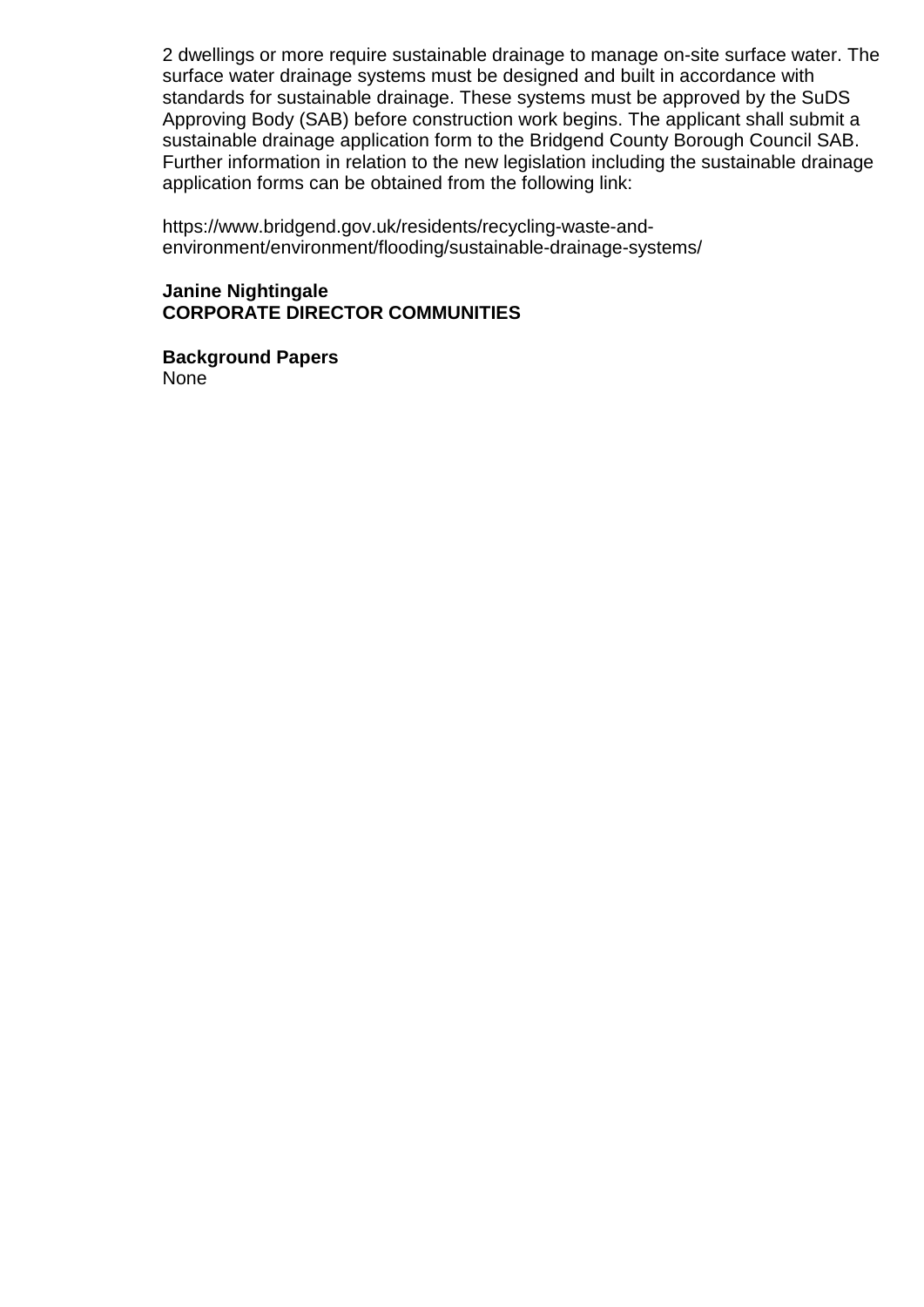2 dwellings or more require sustainable drainage to manage on-site surface water. The surface water drainage systems must be designed and built in accordance with standards for sustainable drainage. These systems must be approved by the SuDS Approving Body (SAB) before construction work begins. The applicant shall submit a sustainable drainage application form to the Bridgend County Borough Council SAB. Further information in relation to the new legislation including the sustainable drainage application forms can be obtained from the following link:

https://www.bridgend.gov.uk/residents/recycling-waste-and-environment/environment/flooding/sustainable-drainage-systems/

**Janine Nightingale**
**CORPORATE DIRECTOR COMMUNITIES**

**Background Papers**
None